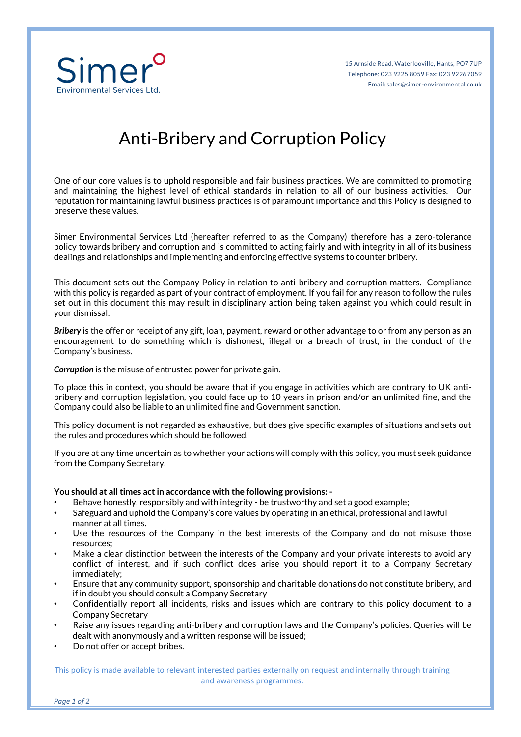Simer
Environmental Services Ltd.

15 Arnside Road, Waterlooville, Hants, PO7 7UP
Telephone: 023 9225 8059 Fax: 023 9226 7059
Email: sales@simer-environmental.co.uk

# Anti-Bribery and Corruption Policy

One of our core values is to uphold responsible and fair business practices. We are committed to promoting and maintaining the highest level of ethical standards in relation to all of our business activities. Our reputation for maintaining lawful business practices is of paramount importance and this Policy is designed to preserve these values.

Simer Environmental Services Ltd (hereafter referred to as the Company) therefore has a zero-tolerance policy towards bribery and corruption and is committed to acting fairly and with integrity in all of its business dealings and relationships and implementing and enforcing effective systems to counter bribery.

This document sets out the Company Policy in relation to anti-bribery and corruption matters. Compliance with this policy is regarded as part of your contract of employment. If you fail for any reason to follow the rules set out in this document this may result in disciplinary action being taken against you which could result in your dismissal.

***Bribery*** is the offer or receipt of any gift, loan, payment, reward or other advantage to or from any person as an encouragement to do something which is dishonest, illegal or a breach of trust, in the conduct of the Company's business.

***Corruption*** is the misuse of entrusted power for private gain.

To place this in context, you should be aware that if you engage in activities which are contrary to UK anti-bribery and corruption legislation, you could face up to 10 years in prison and/or an unlimited fine, and the Company could also be liable to an unlimited fine and Government sanction.

This policy document is not regarded as exhaustive, but does give specific examples of situations and sets out the rules and procedures which should be followed.

If you are at any time uncertain as to whether your actions will comply with this policy, you must seek guidance from the Company Secretary.

**You should at all times act in accordance with the following provisions: -**

- Behave honestly, responsibly and with integrity - be trustworthy and set a good example;
- Safeguard and uphold the Company's core values by operating in an ethical, professional and lawful manner at all times.
- Use the resources of the Company in the best interests of the Company and do not misuse those resources;
- Make a clear distinction between the interests of the Company and your private interests to avoid any conflict of interest, and if such conflict does arise you should report it to a Company Secretary immediately;
- Ensure that any community support, sponsorship and charitable donations do not constitute bribery, and if in doubt you should consult a Company Secretary
- Confidentially report all incidents, risks and issues which are contrary to this policy document to a Company Secretary
- Raise any issues regarding anti-bribery and corruption laws and the Company's policies. Queries will be dealt with anonymously and a written response will be issued;
- Do not offer or accept bribes.

This policy is made available to relevant interested parties externally on request and internally through training and awareness programmes.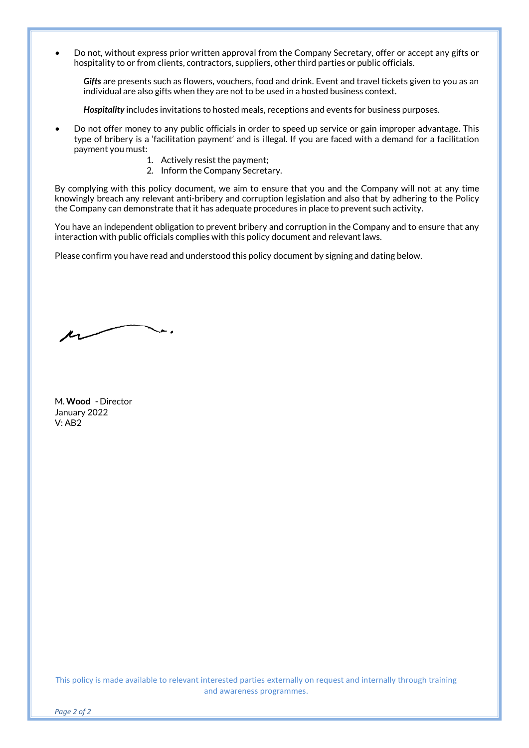- Do not, without express prior written approval from the Company Secretary, offer or accept any gifts or hospitality to or from clients, contractors, suppliers, other third parties or public officials.

  ***Gifts*** are presents such as flowers, vouchers, food and drink. Event and travel tickets given to you as an individual are also gifts when they are not to be used in a hosted business context.

  ***Hospitality*** includes invitations to hosted meals, receptions and events for business purposes.

- Do not offer money to any public officials in order to speed up service or gain improper advantage. This type of bribery is a 'facilitation payment' and is illegal. If you are faced with a demand for a facilitation payment you must:
  1. Actively resist the payment;
  2. Inform the Company Secretary.

By complying with this policy document, we aim to ensure that you and the Company will not at any time knowingly breach any relevant anti-bribery and corruption legislation and also that by adhering to the Policy the Company can demonstrate that it has adequate procedures in place to prevent such activity.

You have an independent obligation to prevent bribery and corruption in the Company and to ensure that any interaction with public officials complies with this policy document and relevant laws.

Please confirm you have read and understood this policy document by signing and dating below.

M. **Wood** - Director
January 2022
V: AB2

This policy is made available to relevant interested parties externally on request and internally through training and awareness programmes.